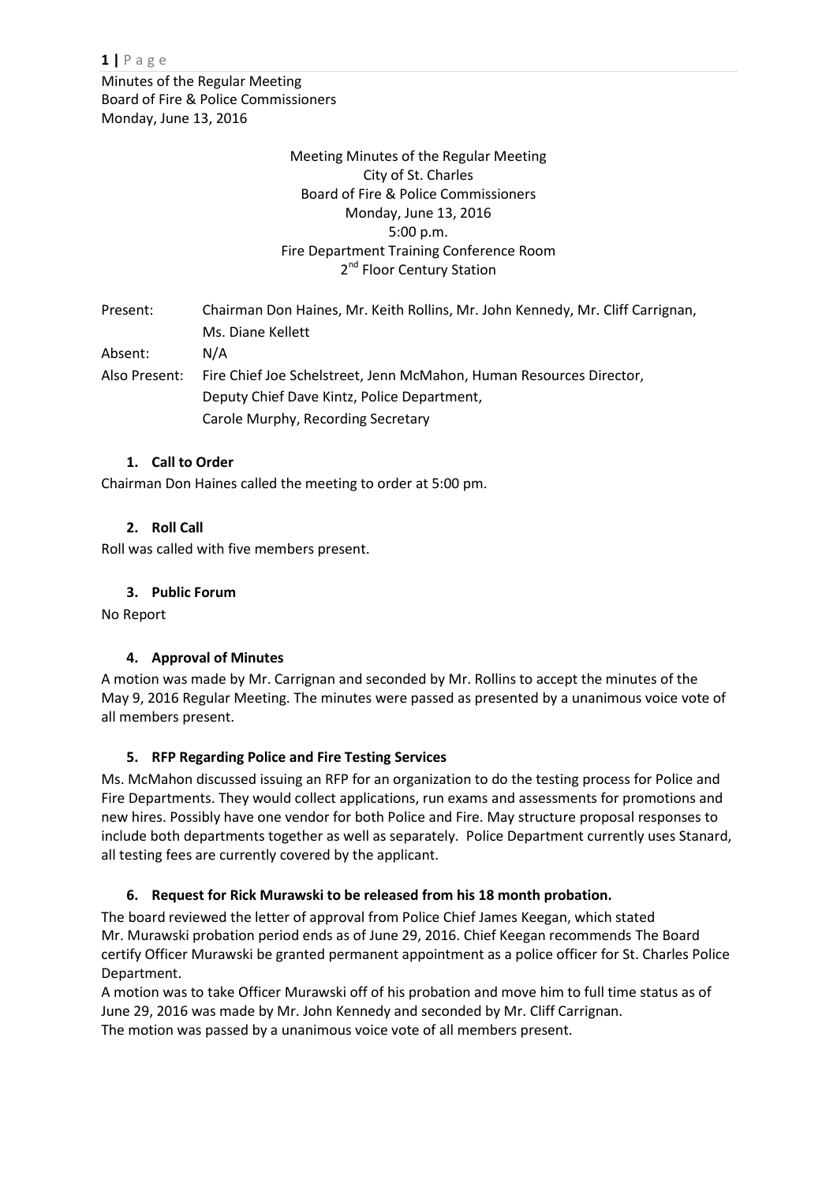Minutes of the Regular Meeting
Board of Fire & Police Commissioners
Monday, June 13, 2016

Meeting Minutes of the Regular Meeting
City of St. Charles
Board of Fire & Police Commissioners
Monday, June 13, 2016
5:00 p.m.
Fire Department Training Conference Room
2nd Floor Century Station

| | |
|---|---|
| Present: | Chairman Don Haines, Mr. Keith Rollins, Mr. John Kennedy, Mr. Cliff Carrignan, Ms. Diane Kellett |
| Absent: | N/A |
| Also Present: | Fire Chief Joe Schelstreet, Jenn McMahon, Human Resources Director, Deputy Chief Dave Kintz, Police Department, Carole Murphy, Recording Secretary |

**1. Call to Order**

Chairman Don Haines called the meeting to order at 5:00 pm.

**2. Roll Call**

Roll was called with five members present.

**3. Public Forum**

No Report

**4. Approval of Minutes**

A motion was made by Mr. Carrignan and seconded by Mr. Rollins to accept the minutes of the May 9, 2016 Regular Meeting. The minutes were passed as presented by a unanimous voice vote of all members present.

**5. RFP Regarding Police and Fire Testing Services**

Ms. McMahon discussed issuing an RFP for an organization to do the testing process for Police and Fire Departments. They would collect applications, run exams and assessments for promotions and new hires. Possibly have one vendor for both Police and Fire. May structure proposal responses to include both departments together as well as separately. Police Department currently uses Stanard, all testing fees are currently covered by the applicant.

**6. Request for Rick Murawski to be released from his 18 month probation.**

The board reviewed the letter of approval from Police Chief James Keegan, which stated Mr. Murawski probation period ends as of June 29, 2016. Chief Keegan recommends The Board certify Officer Murawski be granted permanent appointment as a police officer for St. Charles Police Department.

A motion was to take Officer Murawski off of his probation and move him to full time status as of June 29, 2016 was made by Mr. John Kennedy and seconded by Mr. Cliff Carrignan.
The motion was passed by a unanimous voice vote of all members present.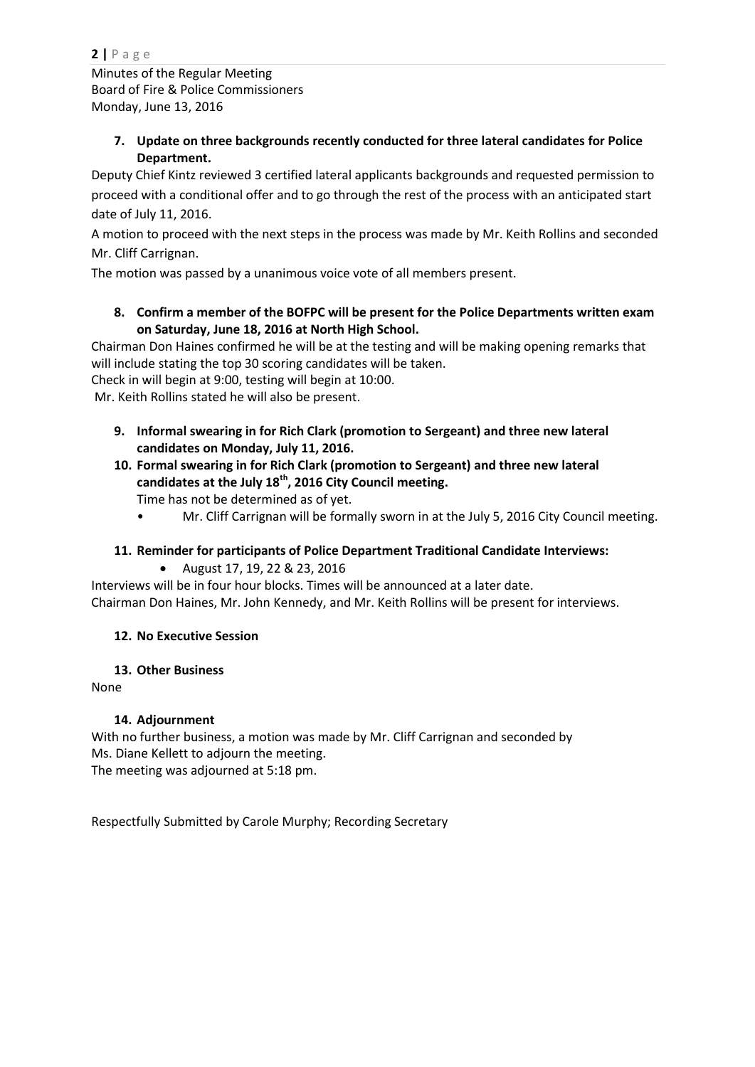Minutes of the Regular Meeting
Board of Fire & Police Commissioners
Monday, June 13, 2016

7. **Update on three backgrounds recently conducted for three lateral candidates for Police Department.**

Deputy Chief Kintz reviewed 3 certified lateral applicants backgrounds and requested permission to proceed with a conditional offer and to go through the rest of the process with an anticipated start date of July 11, 2016.

A motion to proceed with the next steps in the process was made by Mr. Keith Rollins and seconded Mr. Cliff Carrignan.

The motion was passed by a unanimous voice vote of all members present.

8. **Confirm a member of the BOFPC will be present for the Police Departments written exam on Saturday, June 18, 2016 at North High School.**

Chairman Don Haines confirmed he will be at the testing and will be making opening remarks that will include stating the top 30 scoring candidates will be taken.

Check in will begin at 9:00, testing will begin at 10:00.

Mr. Keith Rollins stated he will also be present.

9. **Informal swearing in for Rich Clark (promotion to Sergeant) and three new lateral candidates on Monday, July 11, 2016.**
10. **Formal swearing in for Rich Clark (promotion to Sergeant) and three new lateral candidates at the July 18th, 2016 City Council meeting.**

    Time has not be determined as of yet.

    - Mr. Cliff Carrignan will be formally sworn in at the July 5, 2016 City Council meeting.

11. **Reminder for participants of Police Department Traditional Candidate Interviews:**
    - August 17, 19, 22 & 23, 2016

Interviews will be in four hour blocks. Times will be announced at a later date.

Chairman Don Haines, Mr. John Kennedy, and Mr. Keith Rollins will be present for interviews.

12. **No Executive Session**

13. **Other Business**

None

14. **Adjournment**

With no further business, a motion was made by Mr. Cliff Carrignan and seconded by Ms. Diane Kellett to adjourn the meeting.

The meeting was adjourned at 5:18 pm.

Respectfully Submitted by Carole Murphy; Recording Secretary